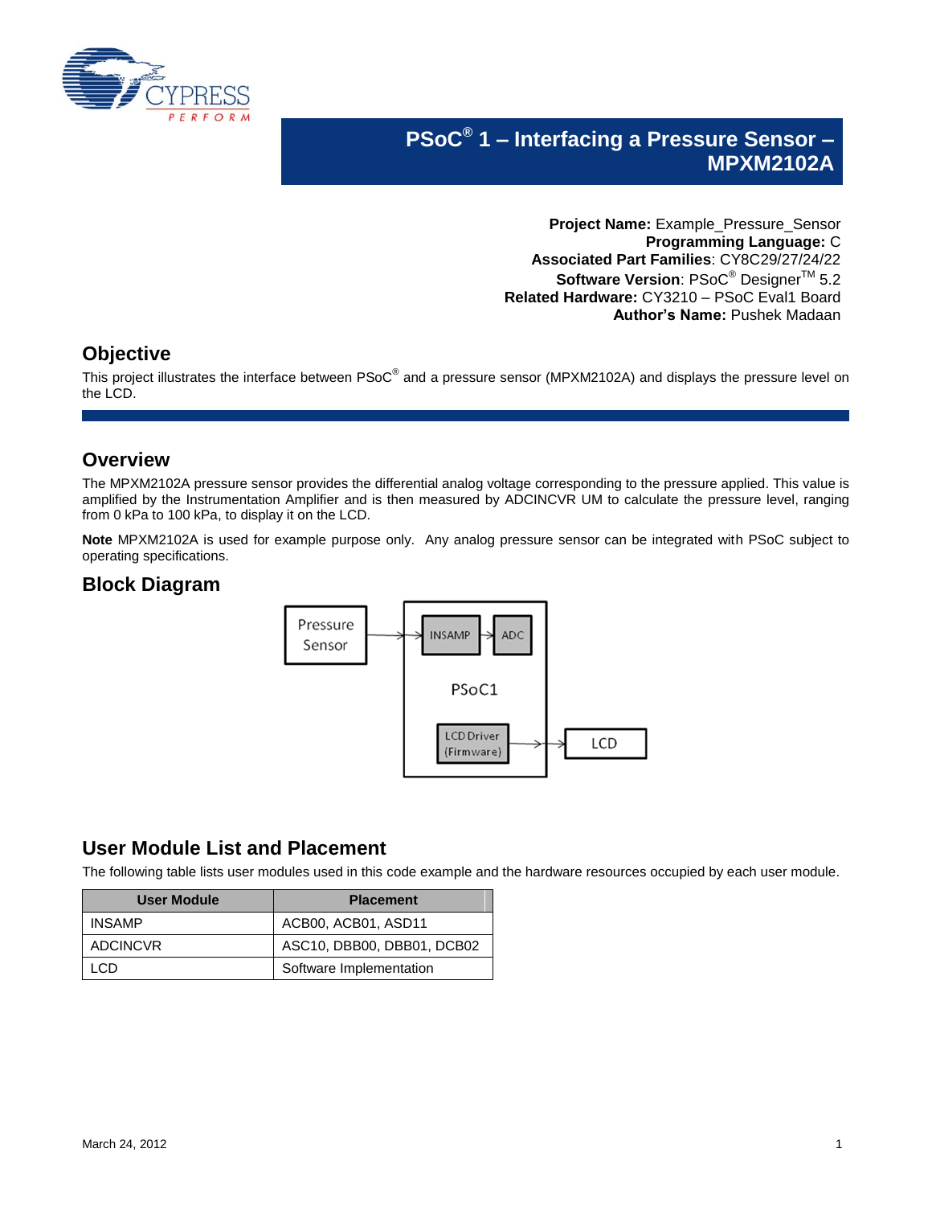# PSoC® 1 – Interfacing a Pressure Sensor – MPXM2102A

**Project Name:** Example_Pressure_Sensor
**Programming Language:** C
**Associated Part Families**: CY8C29/27/24/22
**Software Version**: PSoC® Designer™ 5.2
**Related Hardware:** CY3210 – PSoC Eval1 Board
**Author's Name:** Pushek Madaan

## Objective

This project illustrates the interface between PSoC® and a pressure sensor (MPXM2102A) and displays the pressure level on the LCD.

## Overview

The MPXM2102A pressure sensor provides the differential analog voltage corresponding to the pressure applied. This value is amplified by the Instrumentation Amplifier and is then measured by ADCINCVR UM to calculate the pressure level, ranging from 0 kPa to 100 kPa, to display it on the LCD.

**Note** MPXM2102A is used for example purpose only. Any analog pressure sensor can be integrated with PSoC subject to operating specifications.

## Block Diagram

Pressure Sensor → [PSoC1: INSAMP → ADC; LCD Driver (Firmware)] → LCD

## User Module List and Placement

The following table lists user modules used in this code example and the hardware resources occupied by each user module.

| User Module | Placement |
|---|---|
| INSAMP | ACB00, ACB01, ASD11 |
| ADCINCVR | ASC10, DBB00, DBB01, DCB02 |
| LCD | Software Implementation |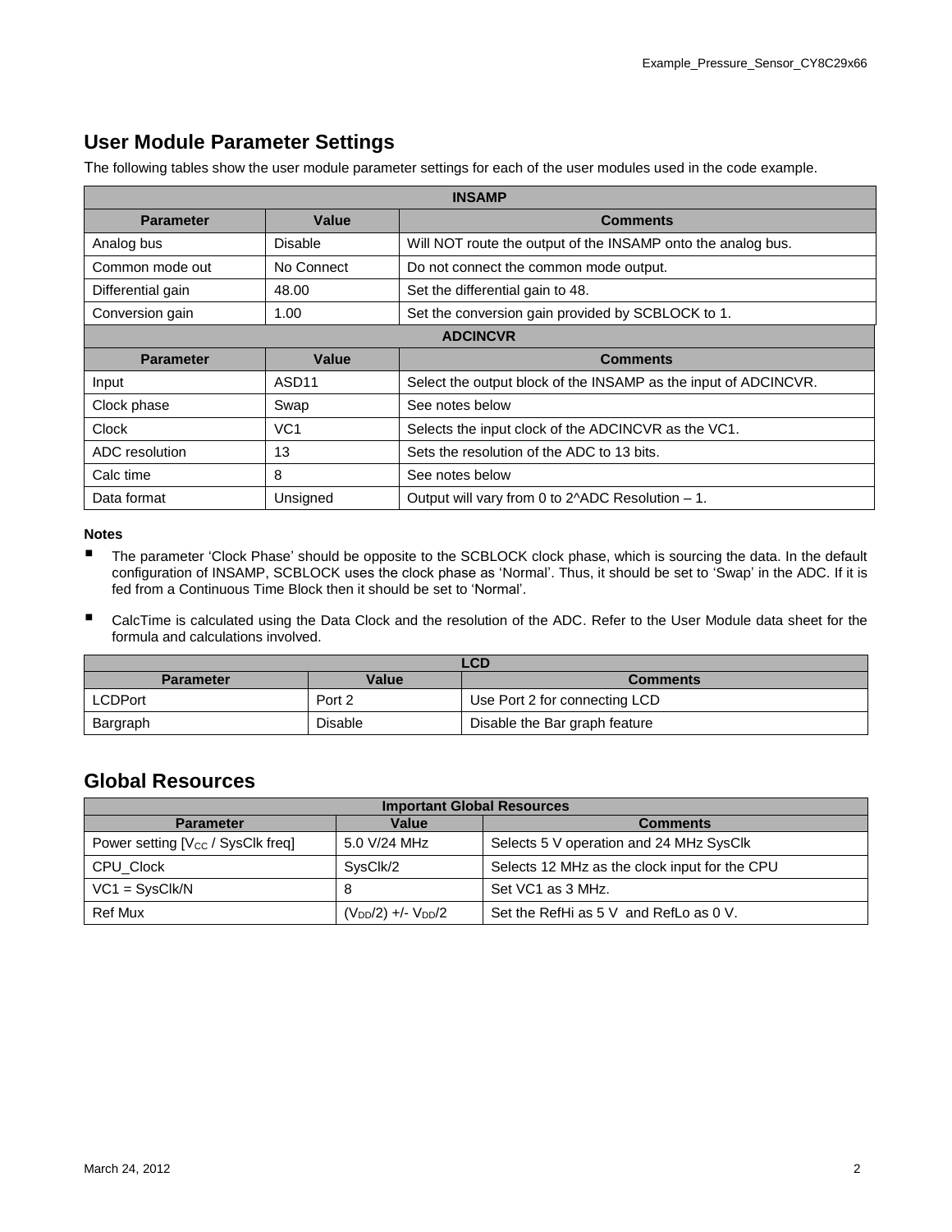## User Module Parameter Settings

The following tables show the user module parameter settings for each of the user modules used in the code example.

| INSAMP | | |
|---|---|---|
| **Parameter** | **Value** | **Comments** |
| Analog bus | Disable | Will NOT route the output of the INSAMP onto the analog bus. |
| Common mode out | No Connect | Do not connect the common mode output. |
| Differential gain | 48.00 | Set the differential gain to 48. |
| Conversion gain | 1.00 | Set the conversion gain provided by SCBLOCK to 1. |

| ADCINCVR | | |
|---|---|---|
| **Parameter** | **Value** | **Comments** |
| Input | ASD11 | Select the output block of the INSAMP as the input of ADCINCVR. |
| Clock phase | Swap | See notes below |
| Clock | VC1 | Selects the input clock of the ADCINCVR as the VC1. |
| ADC resolution | 13 | Sets the resolution of the ADC to 13 bits. |
| Calc time | 8 | See notes below |
| Data format | Unsigned | Output will vary from 0 to 2^ADC Resolution – 1. |

**Notes**

- The parameter 'Clock Phase' should be opposite to the SCBLOCK clock phase, which is sourcing the data. In the default configuration of INSAMP, SCBLOCK uses the clock phase as 'Normal'. Thus, it should be set to 'Swap' in the ADC. If it is fed from a Continuous Time Block then it should be set to 'Normal'.
- CalcTime is calculated using the Data Clock and the resolution of the ADC. Refer to the User Module data sheet for the formula and calculations involved.

| LCD | | |
|---|---|---|
| **Parameter** | **Value** | **Comments** |
| LCDPort | Port 2 | Use Port 2 for connecting LCD |
| Bargraph | Disable | Disable the Bar graph feature |

## Global Resources

| Important Global Resources | | |
|---|---|---|
| **Parameter** | **Value** | **Comments** |
| Power setting [$V_{CC}$ / SysClk freq] | 5.0 V/24 MHz | Selects 5 V operation and 24 MHz SysClk |
| CPU_Clock | SysClk/2 | Selects 12 MHz as the clock input for the CPU |
| VC1 = SysClk/N | 8 | Set VC1 as 3 MHz. |
| Ref Mux | ($V_{DD}$/2) +/- $V_{DD}$/2 | Set the RefHi as 5 V and RefLo as 0 V. |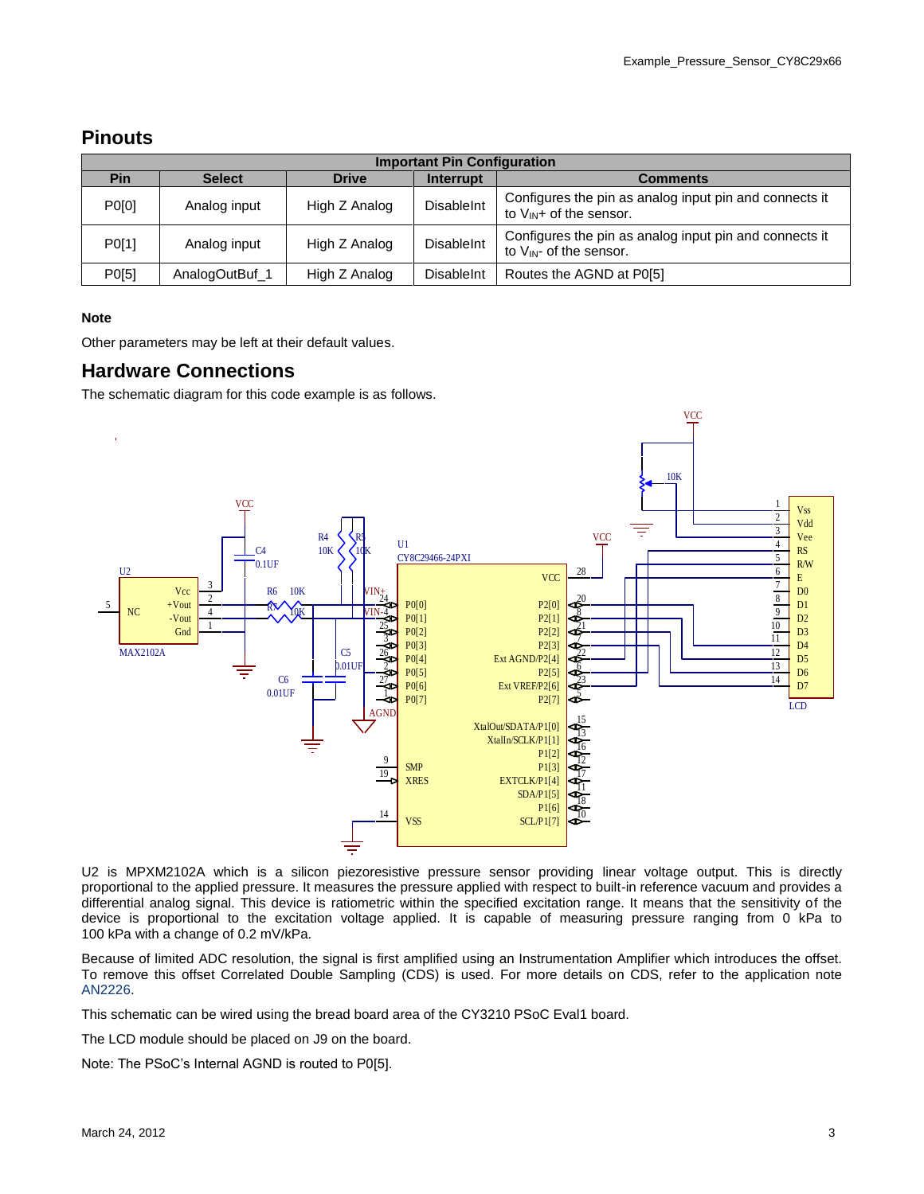## Pinouts

| Important Pin Configuration | | | | |
|---|---|---|---|---|
| **Pin** | **Select** | **Drive** | **Interrupt** | **Comments** |
| P0[0] | Analog input | High Z Analog | DisableInt | Configures the pin as analog input pin and connects it to $V_{IN}$+ of the sensor. |
| P0[1] | Analog input | High Z Analog | DisableInt | Configures the pin as analog input pin and connects it to $V_{IN}$- of the sensor. |
| P0[5] | AnalogOutBuf_1 | High Z Analog | DisableInt | Routes the AGND at P0[5] |

**Note**

Other parameters may be left at their default values.

## Hardware Connections

The schematic diagram for this code example is as follows.

U2 is MPXM2102A which is a silicon piezoresistive pressure sensor providing linear voltage output. This is directly proportional to the applied pressure. It measures the pressure applied with respect to built-in reference vacuum and provides a differential analog signal. This device is ratiometric within the specified excitation range. It means that the sensitivity of the device is proportional to the excitation voltage applied. It is capable of measuring pressure ranging from 0 kPa to 100 kPa with a change of 0.2 mV/kPa.

Because of limited ADC resolution, the signal is first amplified using an Instrumentation Amplifier which introduces the offset. To remove this offset Correlated Double Sampling (CDS) is used. For more details on CDS, refer to the application note AN2226.

This schematic can be wired using the bread board area of the CY3210 PSoC Eval1 board.

The LCD module should be placed on J9 on the board.

Note: The PSoC's Internal AGND is routed to P0[5].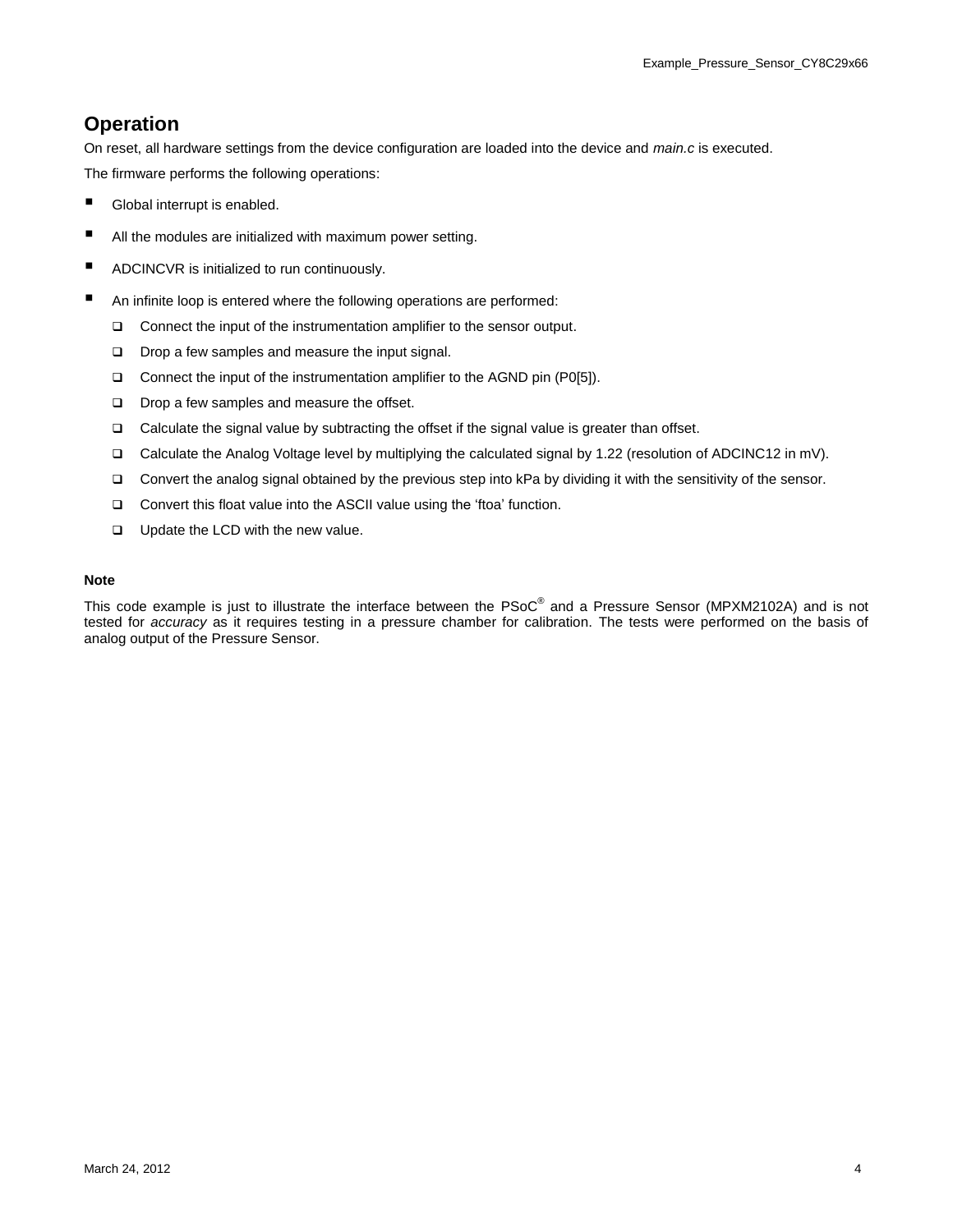## Operation

On reset, all hardware settings from the device configuration are loaded into the device and *main.c* is executed.

The firmware performs the following operations:

- Global interrupt is enabled.
- All the modules are initialized with maximum power setting.
- ADCINCVR is initialized to run continuously.
- An infinite loop is entered where the following operations are performed:
  - Connect the input of the instrumentation amplifier to the sensor output.
  - Drop a few samples and measure the input signal.
  - Connect the input of the instrumentation amplifier to the AGND pin (P0[5]).
  - Drop a few samples and measure the offset.
  - Calculate the signal value by subtracting the offset if the signal value is greater than offset.
  - Calculate the Analog Voltage level by multiplying the calculated signal by 1.22 (resolution of ADCINC12 in mV).
  - Convert the analog signal obtained by the previous step into kPa by dividing it with the sensitivity of the sensor.
  - Convert this float value into the ASCII value using the 'ftoa' function.
  - Update the LCD with the new value.

**Note**

This code example is just to illustrate the interface between the PSoC® and a Pressure Sensor (MPXM2102A) and is not tested for *accuracy* as it requires testing in a pressure chamber for calibration. The tests were performed on the basis of analog output of the Pressure Sensor.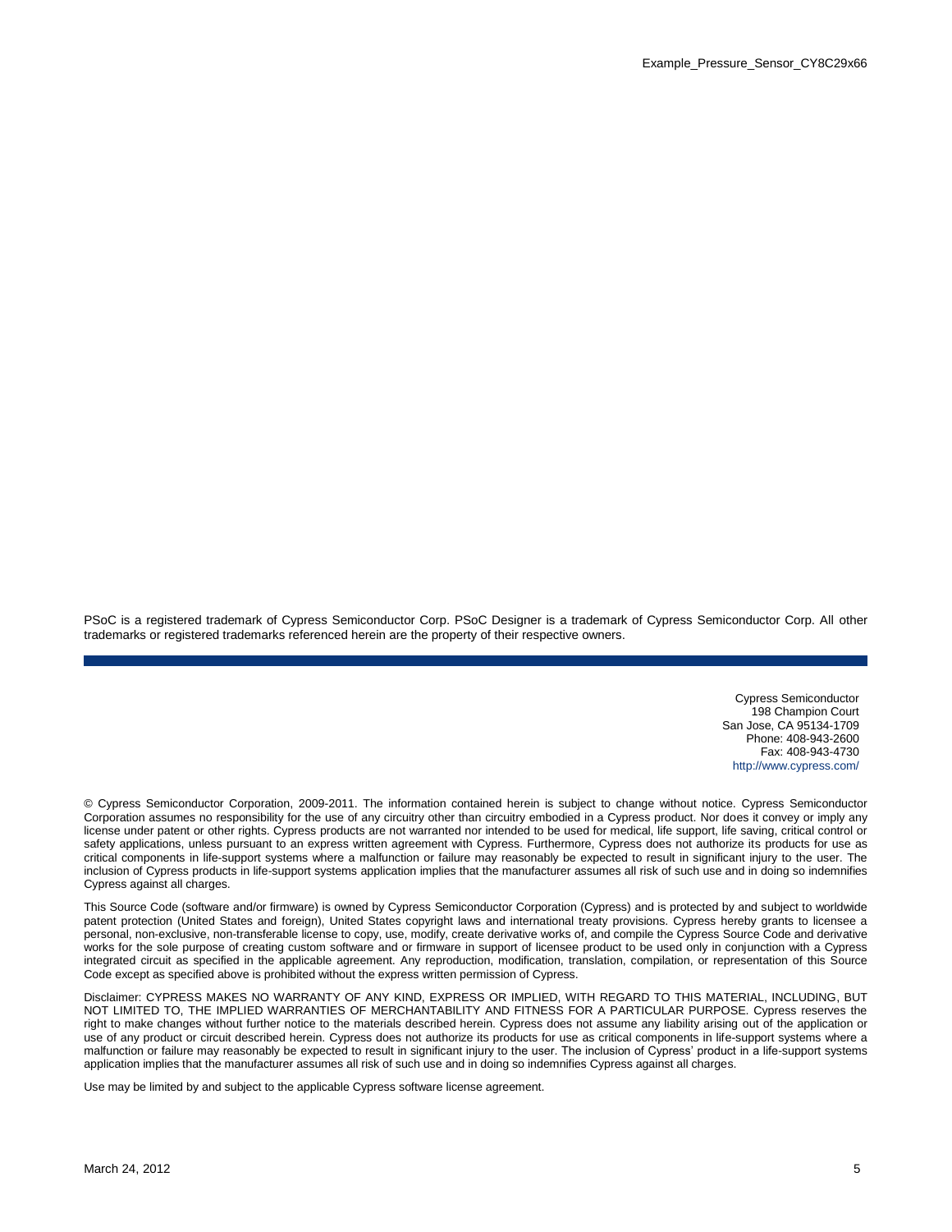PSoC is a registered trademark of Cypress Semiconductor Corp. PSoC Designer is a trademark of Cypress Semiconductor Corp. All other trademarks or registered trademarks referenced herein are the property of their respective owners.

Cypress Semiconductor
198 Champion Court
San Jose, CA 95134-1709
Phone: 408-943-2600
Fax: 408-943-4730
http://www.cypress.com/

© Cypress Semiconductor Corporation, 2009-2011. The information contained herein is subject to change without notice. Cypress Semiconductor Corporation assumes no responsibility for the use of any circuitry other than circuitry embodied in a Cypress product. Nor does it convey or imply any license under patent or other rights. Cypress products are not warranted nor intended to be used for medical, life support, life saving, critical control or safety applications, unless pursuant to an express written agreement with Cypress. Furthermore, Cypress does not authorize its products for use as critical components in life-support systems where a malfunction or failure may reasonably be expected to result in significant injury to the user. The inclusion of Cypress products in life-support systems application implies that the manufacturer assumes all risk of such use and in doing so indemnifies Cypress against all charges.

This Source Code (software and/or firmware) is owned by Cypress Semiconductor Corporation (Cypress) and is protected by and subject to worldwide patent protection (United States and foreign), United States copyright laws and international treaty provisions. Cypress hereby grants to licensee a personal, non-exclusive, non-transferable license to copy, use, modify, create derivative works of, and compile the Cypress Source Code and derivative works for the sole purpose of creating custom software and or firmware in support of licensee product to be used only in conjunction with a Cypress integrated circuit as specified in the applicable agreement. Any reproduction, modification, translation, compilation, or representation of this Source Code except as specified above is prohibited without the express written permission of Cypress.

Disclaimer: CYPRESS MAKES NO WARRANTY OF ANY KIND, EXPRESS OR IMPLIED, WITH REGARD TO THIS MATERIAL, INCLUDING, BUT NOT LIMITED TO, THE IMPLIED WARRANTIES OF MERCHANTABILITY AND FITNESS FOR A PARTICULAR PURPOSE. Cypress reserves the right to make changes without further notice to the materials described herein. Cypress does not assume any liability arising out of the application or use of any product or circuit described herein. Cypress does not authorize its products for use as critical components in life-support systems where a malfunction or failure may reasonably be expected to result in significant injury to the user. The inclusion of Cypress' product in a life-support systems application implies that the manufacturer assumes all risk of such use and in doing so indemnifies Cypress against all charges.

Use may be limited by and subject to the applicable Cypress software license agreement.